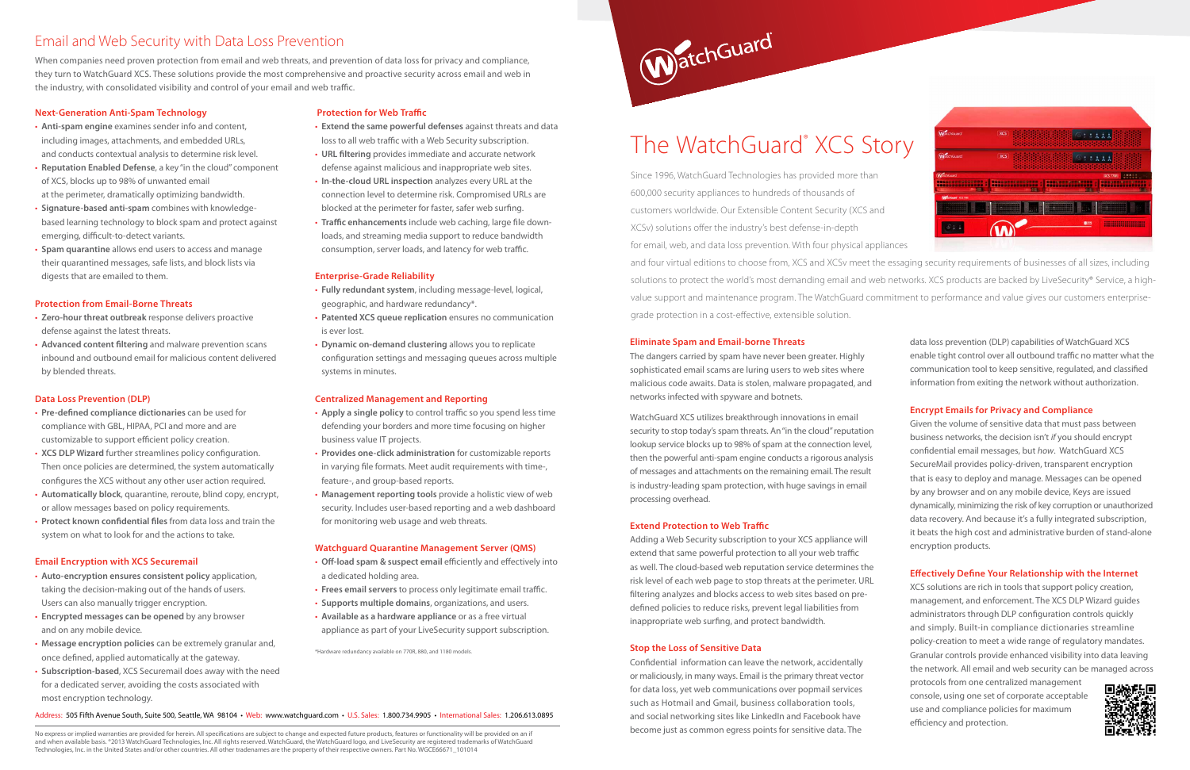# Email and Web Security with Data Loss Prevention

When companies need proven protection from email and web threats, and prevention of data loss for privacy and compliance, they turn to WatchGuard XCS. These solutions provide the most comprehensive and proactive security across email and web in the industry, with consolidated visibility and control of your email and web traffic.

### Next-Generation Anti-Spam Technology

- **Anti-spam engine** examines sender info and content, including images, attachments, and embedded URLs, and conducts contextual analysis to determine risk level.
- **Reputation Enabled Defense**, a key "in the cloud" component of XCS, blocks up to 98% of unwanted email at the perimeter, dramatically optimizing bandwidth.
- **Signature-based anti-spam** combines with knowledge-based learning technology to block spam and protect against emerging, difficult-to-detect variants.
- **Spam quarantine** allows end users to access and manage their quarantined messages, safe lists, and block lists via digests that are emailed to them.

### Protection from Email-Borne Threats

- **Zero-hour threat outbreak** response delivers proactive defense against the latest threats.
- **Advanced content filtering** and malware protection scans inbound and outbound email for malicious content delivered by blended threats.

### Data Loss Prevention (DLP)

- **Pre-defined compliance dictionaries** can be used for compliance with GBL, HIPAA, PCI and more and are customizable to support efficient policy creation.
- **XCS DLP Wizard** further streamlines policy configuration. Then once policies are determined, the system automatically configures the XCS without any other user action required.
- **Automatically block**, quarantine, reroute, blind copy, encrypt, or allow messages based on policy requirements.
- **Protect known confidential files** from data loss and train the system on what to look for and the actions to take.

### Email Encryption with XCS Securemail

- **Auto-encryption ensures consistent policy** application, taking the decision-making out of the hands of users. Users can also manually trigger encryption.
- **Encrypted messages can be opened** by any browser and on any mobile device.
- **Message encryption policies** can be extremely granular and, once defined, applied automatically at the gateway.
- **Subscription-based**, XCS Securemail does away with the need for a dedicated server, avoiding the costs associated with most encryption technology.

### Protection for Web Traffic

- **Extend the same powerful defenses** against threats and data loss to all web traffic with a Web Security subscription.
- **URL filtering** provides immediate and accurate network defense against malicious and inappropriate web sites.
- **In-the-cloud URL inspection** analyzes every URL at the connection level to determine risk. Compromised URLs are blocked at the perimeter for faster, safer web surfing.
- **Traffic enhancements** include web caching, large file downloads, and streaming media support to reduce bandwidth consumption, server loads, and latency for web traffic.

### Enterprise-Grade Reliability

- **Fully redundant system**, including message-level, logical, geographic, and hardware redundancy*.
- **Patented XCS queue replication** ensures no communication is ever lost.
- **Dynamic on-demand clustering** allows you to replicate configuration settings and messaging queues across multiple systems in minutes.

### Centralized Management and Reporting

- **Apply a single policy** to control traffic so you spend less time defending your borders and more time focusing on higher business value IT projects.
- **Provides one-click administration** for customizable reports in varying file formats. Meet audit requirements with time-, feature-, and group-based reports.
- **Management reporting tools** provide a holistic view of web security. Includes user-based reporting and a web dashboard for monitoring web usage and web threats.

### Watchguard Quarantine Management Server (QMS)

- **Off-load spam & suspect email** efficiently and effectively into a dedicated holding area.
- **Frees email servers** to process only legitimate email traffic.
- **Supports multiple domains**, organizations, and users.
- **Available as a hardware appliance** or as a free virtual appliance as part of your LiveSecurity support subscription.

*Hardware redundancy available on 770R, 880, and 1180 models.

Address: 505 Fifth Avenue South, Suite 500, Seattle, WA 98104 • Web: www.watchguard.com • U.S. Sales: 1.800.734.9905 • International Sales: 1.206.613.0895

No express or implied warranties are provided for herein. All specifications are subject to change and expected future products, features or functionality will be provided on an if and when available basis. ©2013 WatchGuard Technologies, Inc. All rights reserved. WatchGuard, the WatchGuard logo, and LiveSecurity are registered trademarks of WatchGuard Technologies, Inc. in the United States and/or other countries. All other tradenames are the property of their respective owners. Part No. WGCE66671_101014

WatchGuard

# The WatchGuard® XCS Story

Since 1996, WatchGuard Technologies has provided more than 600,000 security appliances to hundreds of thousands of customers worldwide. Our Extensible Content Security (XCS and XCSv) solutions offer the industry's best defense-in-depth for email, web, and data loss prevention. With four physical appliances and four virtual editions to choose from, XCS and XCSv meet the essaging security requirements of businesses of all sizes, including solutions to protect the world's most demanding email and web networks. XCS products are backed by LiveSecurity® Service, a high-value support and maintenance program. The WatchGuard commitment to performance and value gives our customers enterprise-grade protection in a cost-effective, extensible solution.

### Eliminate Spam and Email-borne Threats

The dangers carried by spam have never been greater. Highly sophisticated email scams are luring users to web sites where malicious code awaits. Data is stolen, malware propagated, and networks infected with spyware and botnets.

WatchGuard XCS utilizes breakthrough innovations in email security to stop today's spam threats. An "in the cloud" reputation lookup service blocks up to 98% of spam at the connection level, then the powerful anti-spam engine conducts a rigorous analysis of messages and attachments on the remaining email. The result is industry-leading spam protection, with huge savings in email processing overhead.

### Extend Protection to Web Traffic

Adding a Web Security subscription to your XCS appliance will extend that same powerful protection to all your web traffic as well. The cloud-based web reputation service determines the risk level of each web page to stop threats at the perimeter. URL filtering analyzes and blocks access to web sites based on pre-defined policies to reduce risks, prevent legal liabilities from inappropriate web surfing, and protect bandwidth.

### Stop the Loss of Sensitive Data

Confidential information can leave the network, accidentally or maliciously, in many ways. Email is the primary threat vector for data loss, yet web communications over popmail services such as Hotmail and Gmail, business collaboration tools, and social networking sites like LinkedIn and Facebook have become just as common egress points for sensitive data. The data loss prevention (DLP) capabilities of WatchGuard XCS enable tight control over all outbound traffic no matter what the communication tool to keep sensitive, regulated, and classified information from exiting the network without authorization.

### Encrypt Emails for Privacy and Compliance

Given the volume of sensitive data that must pass between business networks, the decision isn't *if* you should encrypt confidential email messages, but *how*. WatchGuard XCS SecureMail provides policy-driven, transparent encryption that is easy to deploy and manage. Messages can be opened by any browser and on any mobile device, Keys are issued dynamically, minimizing the risk of key corruption or unauthorized data recovery. And because it's a fully integrated subscription, it beats the high cost and administrative burden of stand-alone encryption products.

### Effectively Define Your Relationship with the Internet

XCS solutions are rich in tools that support policy creation, management, and enforcement. The XCS DLP Wizard guides administrators through DLP configuration controls quickly and simply. Built-in compliance dictionaries streamline policy-creation to meet a wide range of regulatory mandates. Granular controls provide enhanced visibility into data leaving the network. All email and web security can be managed across protocols from one centralized management console, using one set of corporate acceptable use and compliance policies for maximum efficiency and protection.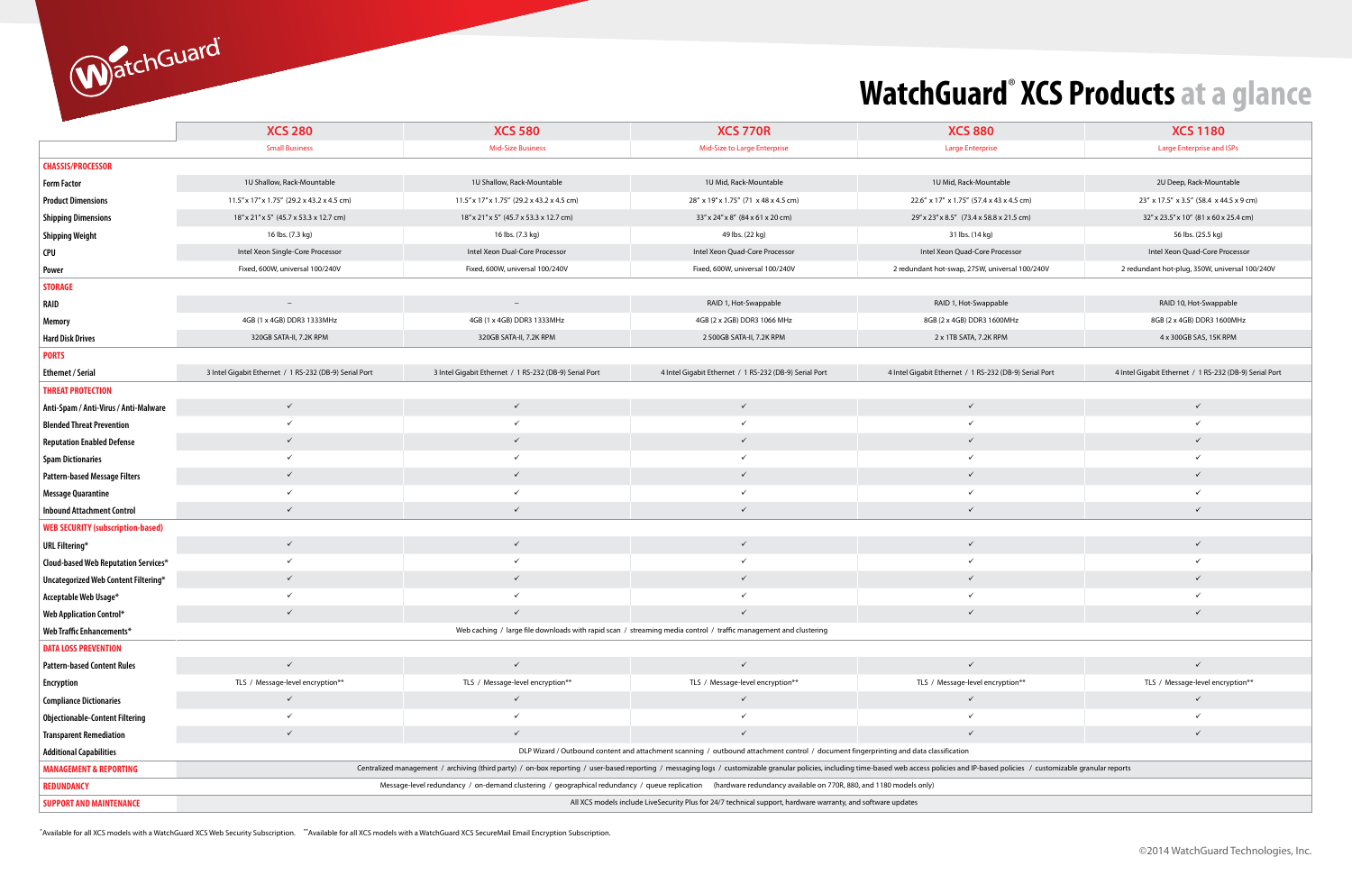# WatchGuard® XCS Products at a glance

| | XCS 280 | XCS 580 | XCS 770R | XCS 880 | XCS 1180 |
|---|---|---|---|---|---|
| | Small Business | Mid-Size Business | Mid-Size to Large Enterprise | Large Enterprise | Large Enterprise and ISPs |
| **CHASSIS/PROCESSOR** | | | | | |
| **Form Factor** | 1U Shallow, Rack-Mountable | 1U Shallow, Rack-Mountable | 1U Mid, Rack-Mountable | 1U Mid, Rack-Mountable | 2U Deep, Rack-Mountable |
| **Product Dimensions** | 11.5" x 17" x 1.75" (29.2 x 43.2 x 4.5 cm) | 11.5" x 17" x 1.75" (29.2 x 43.2 x 4.5 cm) | 28" x 19" x 1.75" (71 x 48 x 4.5 cm) | 22.6" x 17" x 1.75" (57.4 x 43 x 4.5 cm) | 23" x 17.5" x 3.5" (58.4 x 44.5 x 9 cm) |
| **Shipping Dimensions** | 18" x 21" x 5" (45.7 x 53.3 x 12.7 cm) | 18" x 21" x 5" (45.7 x 53.3 x 12.7 cm) | 33" x 24" x 8" (84 x 61 x 20 cm) | 29" x 23" x 8.5" (73.4 x 58.8 x 21.5 cm) | 32" x 23.5" x 10" (81 x 60 x 25.4 cm) |
| **Shipping Weight** | 16 lbs. (7.3 kg) | 16 lbs. (7.3 kg) | 49 lbs. (22 kg) | 31 lbs. (14 kg) | 56 lbs. (25.5 kg) |
| **CPU** | Intel Xeon Single-Core Processor | Intel Xeon Dual-Core Processor | Intel Xeon Quad-Core Processor | Intel Xeon Quad-Core Processor | Intel Xeon Quad-Core Processor |
| **Power** | Fixed, 600W, universal 100/240V | Fixed, 600W, universal 100/240V | Fixed, 600W, universal 100/240V | 2 redundant hot-swap, 275W, universal 100/240V | 2 redundant hot-plug, 350W, universal 100/240V |
| **STORAGE** | | | | | |
| **RAID** | – | – | RAID 1, Hot-Swappable | RAID 1, Hot-Swappable | RAID 10, Hot-Swappable |
| **Memory** | 4GB (1 x 4GB) DDR3 1333MHz | 4GB (1 x 4GB) DDR3 1333MHz | 4GB (2 x 2GB) DDR3 1066 MHz | 8GB (2 x 4GB) DDR3 1600MHz | 8GB (2 x 4GB) DDR3 1600MHz |
| **Hard Disk Drives** | 320GB SATA-II, 7.2K RPM | 320GB SATA-II, 7.2K RPM | 2 500GB SATA-II, 7.2K RPM | 2 x 1TB SATA, 7.2K RPM | 4 x 300GB SAS, 15K RPM |
| **PORTS** | | | | | |
| **Ethernet / Serial** | 3 Intel Gigabit Ethernet / 1 RS-232 (DB-9) Serial Port | 3 Intel Gigabit Ethernet / 1 RS-232 (DB-9) Serial Port | 4 Intel Gigabit Ethernet / 1 RS-232 (DB-9) Serial Port | 4 Intel Gigabit Ethernet / 1 RS-232 (DB-9) Serial Port | 4 Intel Gigabit Ethernet / 1 RS-232 (DB-9) Serial Port |
| **THREAT PROTECTION** | | | | | |
| **Anti-Spam / Anti-Virus / Anti-Malware** | ✓ | ✓ | ✓ | ✓ | ✓ |
| **Blended Threat Prevention** | ✓ | ✓ | ✓ | ✓ | ✓ |
| **Reputation Enabled Defense** | ✓ | ✓ | ✓ | ✓ | ✓ |
| **Spam Dictionaries** | ✓ | ✓ | ✓ | ✓ | ✓ |
| **Pattern-based Message Filters** | ✓ | ✓ | ✓ | ✓ | ✓ |
| **Message Quarantine** | ✓ | ✓ | ✓ | ✓ | ✓ |
| **Inbound Attachment Control** | ✓ | ✓ | ✓ | ✓ | ✓ |
| **WEB SECURITY (subscription-based)** | | | | | |
| **URL Filtering*** | ✓ | ✓ | ✓ | ✓ | ✓ |
| **Cloud-based Web Reputation Services*** | ✓ | ✓ | ✓ | ✓ | ✓ |
| **Uncategorized Web Content Filtering*** | ✓ | ✓ | ✓ | ✓ | ✓ |
| **Acceptable Web Usage*** | ✓ | ✓ | ✓ | ✓ | ✓ |
| **Web Application Control*** | ✓ | ✓ | ✓ | ✓ | ✓ |
| **Web Traffic Enhancements*** | Web caching / large file downloads with rapid scan / streaming media control / traffic management and clustering | | | | |
| **DATA LOSS PREVENTION** | | | | | |
| **Pattern-based Content Rules** | ✓ | ✓ | ✓ | ✓ | ✓ |
| **Encryption** | TLS / Message-level encryption** | TLS / Message-level encryption** | TLS / Message-level encryption** | TLS / Message-level encryption** | TLS / Message-level encryption** |
| **Compliance Dictionaries** | ✓ | ✓ | ✓ | ✓ | ✓ |
| **Objectionable-Content Filtering** | ✓ | ✓ | ✓ | ✓ | ✓ |
| **Transparent Remediation** | ✓ | ✓ | ✓ | ✓ | ✓ |
| **Additional Capabilities** | DLP Wizard / Outbound content and attachment scanning / outbound attachment control / document fingerprinting and data classification | | | | |
| **MANAGEMENT & REPORTING** | Centralized management / archiving (third party) / on-box reporting / user-based reporting / messaging logs / customizable granular policies, including time-based web access policies and IP-based policies / customizable granular reports | | | | |
| **REDUNDANCY** | Message-level redundancy / on-demand clustering / geographical redundancy / queue replication (hardware redundancy available on 770R, 880, and 1180 models only) | | | | |
| **SUPPORT AND MAINTENANCE** | All XCS models include LiveSecurity Plus for 24/7 technical support, hardware warranty, and software updates | | | | |

*Available for all XCS models with a WatchGuard XCS Web Security Subscription. **Available for all XCS models with a WatchGuard XCS SecureMail Email Encryption Subscription.

©2014 WatchGuard Technologies, Inc.